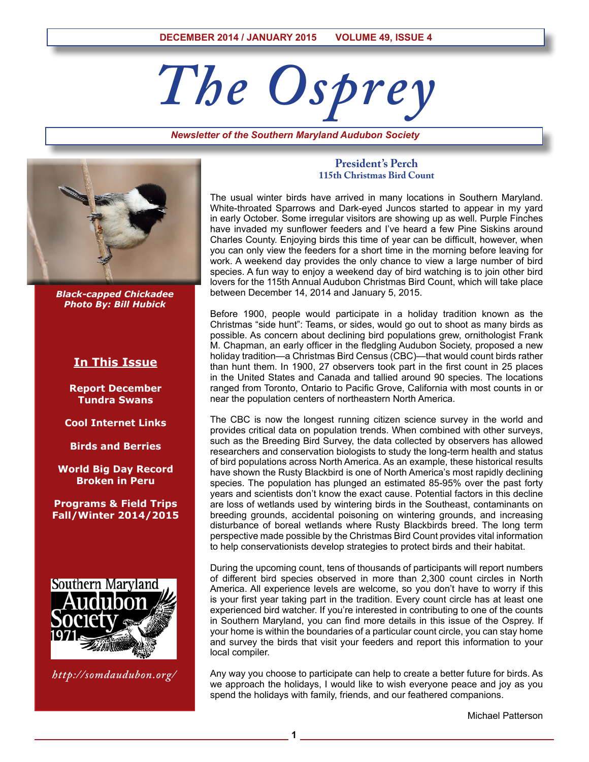DECEMBER 2014 / JANUARY 2015 VOLUME 49, ISSUE 4

# The Osprey

*Newsletter of the Southern Maryland Audubon Society*

***Black-capped Chickadee***
***Photo By: Bill Hubick***

## In This Issue

**Report December Tundra Swans**

**Cool Internet Links**

**Birds and Berries**

**World Big Day Record Broken in Peru**

**Programs & Field Trips Fall/Winter 2014/2015**

Southern Maryland Audubon Society 1971

*http://somdaudubon.org/*

## President's Perch
### 115th Christmas Bird Count

The usual winter birds have arrived in many locations in Southern Maryland. White-throated Sparrows and Dark-eyed Juncos started to appear in my yard in early October. Some irregular visitors are showing up as well. Purple Finches have invaded my sunflower feeders and I've heard a few Pine Siskins around Charles County. Enjoying birds this time of year can be difficult, however, when you can only view the feeders for a short time in the morning before leaving for work. A weekend day provides the only chance to view a large number of bird species. A fun way to enjoy a weekend day of bird watching is to join other bird lovers for the 115th Annual Audubon Christmas Bird Count, which will take place between December 14, 2014 and January 5, 2015.

Before 1900, people would participate in a holiday tradition known as the Christmas "side hunt": Teams, or sides, would go out to shoot as many birds as possible. As concern about declining bird populations grew, ornithologist Frank M. Chapman, an early officer in the fledgling Audubon Society, proposed a new holiday tradition—a Christmas Bird Census (CBC)—that would count birds rather than hunt them. In 1900, 27 observers took part in the first count in 25 places in the United States and Canada and tallied around 90 species. The locations ranged from Toronto, Ontario to Pacific Grove, California with most counts in or near the population centers of northeastern North America.

The CBC is now the longest running citizen science survey in the world and provides critical data on population trends. When combined with other surveys, such as the Breeding Bird Survey, the data collected by observers has allowed researchers and conservation biologists to study the long-term health and status of bird populations across North America. As an example, these historical results have shown the Rusty Blackbird is one of North America's most rapidly declining species. The population has plunged an estimated 85-95% over the past forty years and scientists don't know the exact cause. Potential factors in this decline are loss of wetlands used by wintering birds in the Southeast, contaminants on breeding grounds, accidental poisoning on wintering grounds, and increasing disturbance of boreal wetlands where Rusty Blackbirds breed. The long term perspective made possible by the Christmas Bird Count provides vital information to help conservationists develop strategies to protect birds and their habitat.

During the upcoming count, tens of thousands of participants will report numbers of different bird species observed in more than 2,300 count circles in North America. All experience levels are welcome, so you don't have to worry if this is your first year taking part in the tradition. Every count circle has at least one experienced bird watcher. If you're interested in contributing to one of the counts in Southern Maryland, you can find more details in this issue of the Osprey. If your home is within the boundaries of a particular count circle, you can stay home and survey the birds that visit your feeders and report this information to your local compiler.

Any way you choose to participate can help to create a better future for birds. As we approach the holidays, I would like to wish everyone peace and joy as you spend the holidays with family, friends, and our feathered companions.

Michael Patterson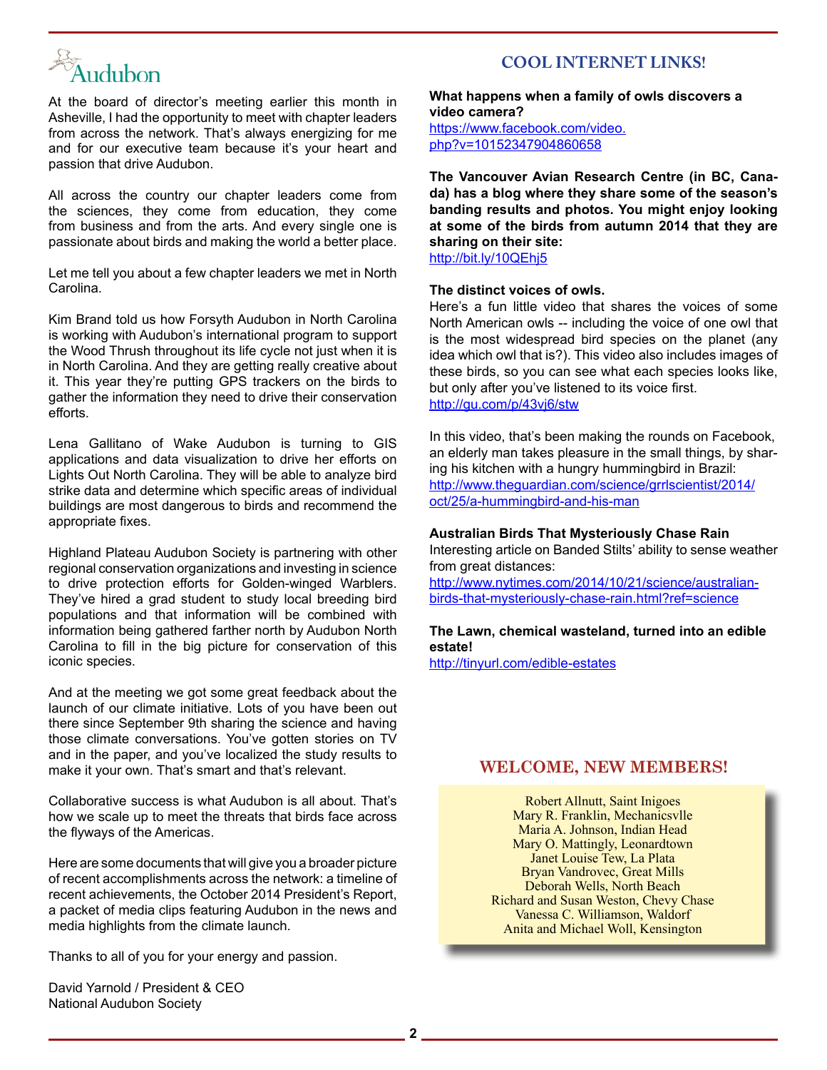# Audubon

At the board of director's meeting earlier this month in Asheville, I had the opportunity to meet with chapter leaders from across the network. That's always energizing for me and for our executive team because it's your heart and passion that drive Audubon.

All across the country our chapter leaders come from the sciences, they come from education, they come from business and from the arts. And every single one is passionate about birds and making the world a better place.

Let me tell you about a few chapter leaders we met in North Carolina.

Kim Brand told us how Forsyth Audubon in North Carolina is working with Audubon's international program to support the Wood Thrush throughout its life cycle not just when it is in North Carolina. And they are getting really creative about it. This year they're putting GPS trackers on the birds to gather the information they need to drive their conservation efforts.

Lena Gallitano of Wake Audubon is turning to GIS applications and data visualization to drive her efforts on Lights Out North Carolina. They will be able to analyze bird strike data and determine which specific areas of individual buildings are most dangerous to birds and recommend the appropriate fixes.

Highland Plateau Audubon Society is partnering with other regional conservation organizations and investing in science to drive protection efforts for Golden-winged Warblers. They've hired a grad student to study local breeding bird populations and that information will be combined with information being gathered farther north by Audubon North Carolina to fill in the big picture for conservation of this iconic species.

And at the meeting we got some great feedback about the launch of our climate initiative. Lots of you have been out there since September 9th sharing the science and having those climate conversations. You've gotten stories on TV and in the paper, and you've localized the study results to make it your own. That's smart and that's relevant.

Collaborative success is what Audubon is all about. That's how we scale up to meet the threats that birds face across the flyways of the Americas.

Here are some documents that will give you a broader picture of recent accomplishments across the network: a timeline of recent achievements, the October 2014 President's Report, a packet of media clips featuring Audubon in the news and media highlights from the climate launch.

Thanks to all of you for your energy and passion.

David Yarnold / President & CEO
National Audubon Society

## COOL INTERNET LINKS!

**What happens when a family of owls discovers a video camera?**
https://www.facebook.com/video.php?v=10152347904860658

**The Vancouver Avian Research Centre (in BC, Canada) has a blog where they share some of the season's banding results and photos. You might enjoy looking at some of the birds from autumn 2014 that they are sharing on their site:**
http://bit.ly/10QEhj5

**The distinct voices of owls.**
Here's a fun little video that shares the voices of some North American owls -- including the voice of one owl that is the most widespread bird species on the planet (any idea which owl that is?). This video also includes images of these birds, so you can see what each species looks like, but only after you've listened to its voice first.
http://gu.com/p/43vj6/stw

In this video, that's been making the rounds on Facebook, an elderly man takes pleasure in the small things, by sharing his kitchen with a hungry hummingbird in Brazil:
http://www.theguardian.com/science/grrlscientist/2014/oct/25/a-hummingbird-and-his-man

**Australian Birds That Mysteriously Chase Rain**
Interesting article on Banded Stilts' ability to sense weather from great distances:
http://www.nytimes.com/2014/10/21/science/australian-birds-that-mysteriously-chase-rain.html?ref=science

**The Lawn, chemical wasteland, turned into an edible estate!**
http://tinyurl.com/edible-estates

## WELCOME, NEW MEMBERS!

Robert Allnutt, Saint Inigoes
Mary R. Franklin, Mechanicsvlle
Maria A. Johnson, Indian Head
Mary O. Mattingly, Leonardtown
Janet Louise Tew, La Plata
Bryan Vandrovec, Great Mills
Deborah Wells, North Beach
Richard and Susan Weston, Chevy Chase
Vanessa C. Williamson, Waldorf
Anita and Michael Woll, Kensington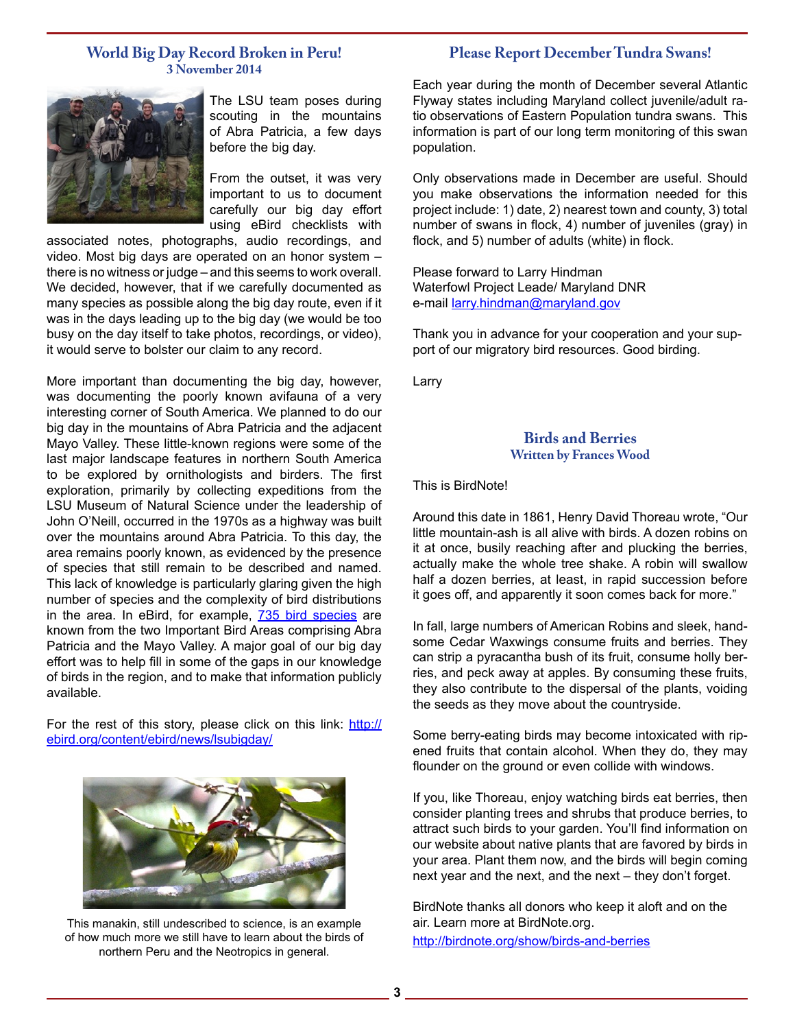## World Big Day Record Broken in Peru!
### 3 November 2014

The LSU team poses during scouting in the mountains of Abra Patricia, a few days before the big day.

From the outset, it was very important to us to document carefully our big day effort using eBird checklists with associated notes, photographs, audio recordings, and video. Most big days are operated on an honor system – there is no witness or judge – and this seems to work overall. We decided, however, that if we carefully documented as many species as possible along the big day route, even if it was in the days leading up to the big day (we would be too busy on the day itself to take photos, recordings, or video), it would serve to bolster our claim to any record.

More important than documenting the big day, however, was documenting the poorly known avifauna of a very interesting corner of South America. We planned to do our big day in the mountains of Abra Patricia and the adjacent Mayo Valley. These little-known regions were some of the last major landscape features in northern South America to be explored by ornithologists and birders. The first exploration, primarily by collecting expeditions from the LSU Museum of Natural Science under the leadership of John O'Neill, occurred in the 1970s as a highway was built over the mountains around Abra Patricia. To this day, the area remains poorly known, as evidenced by the presence of species that still remain to be described and named. This lack of knowledge is particularly glaring given the high number of species and the complexity of bird distributions in the area. In eBird, for example, 735 bird species are known from the two Important Bird Areas comprising Abra Patricia and the Mayo Valley. A major goal of our big day effort was to help fill in some of the gaps in our knowledge of birds in the region, and to make that information publicly available.

For the rest of this story, please click on this link: http://ebird.org/content/ebird/news/lsubigday/

This manakin, still undescribed to science, is an example of how much more we still have to learn about the birds of northern Peru and the Neotropics in general.

## Please Report December Tundra Swans!

Each year during the month of December several Atlantic Flyway states including Maryland collect juvenile/adult ratio observations of Eastern Population tundra swans. This information is part of our long term monitoring of this swan population.

Only observations made in December are useful. Should you make observations the information needed for this project include: 1) date, 2) nearest town and county, 3) total number of swans in flock, 4) number of juveniles (gray) in flock, and 5) number of adults (white) in flock.

Please forward to Larry Hindman
Waterfowl Project Leade/ Maryland DNR
e-mail larry.hindman@maryland.gov

Thank you in advance for your cooperation and your support of our migratory bird resources. Good birding.

Larry

## Birds and Berries
### Written by Frances Wood

This is BirdNote!

Around this date in 1861, Henry David Thoreau wrote, "Our little mountain-ash is all alive with birds. A dozen robins on it at once, busily reaching after and plucking the berries, actually make the whole tree shake. A robin will swallow half a dozen berries, at least, in rapid succession before it goes off, and apparently it soon comes back for more."

In fall, large numbers of American Robins and sleek, handsome Cedar Waxwings consume fruits and berries. They can strip a pyracantha bush of its fruit, consume holly berries, and peck away at apples. By consuming these fruits, they also contribute to the dispersal of the plants, voiding the seeds as they move about the countryside.

Some berry-eating birds may become intoxicated with ripened fruits that contain alcohol. When they do, they may flounder on the ground or even collide with windows.

If you, like Thoreau, enjoy watching birds eat berries, then consider planting trees and shrubs that produce berries, to attract such birds to your garden. You'll find information on our website about native plants that are favored by birds in your area. Plant them now, and the birds will begin coming next year and the next, and the next – they don't forget.

BirdNote thanks all donors who keep it aloft and on the air. Learn more at BirdNote.org.

http://birdnote.org/show/birds-and-berries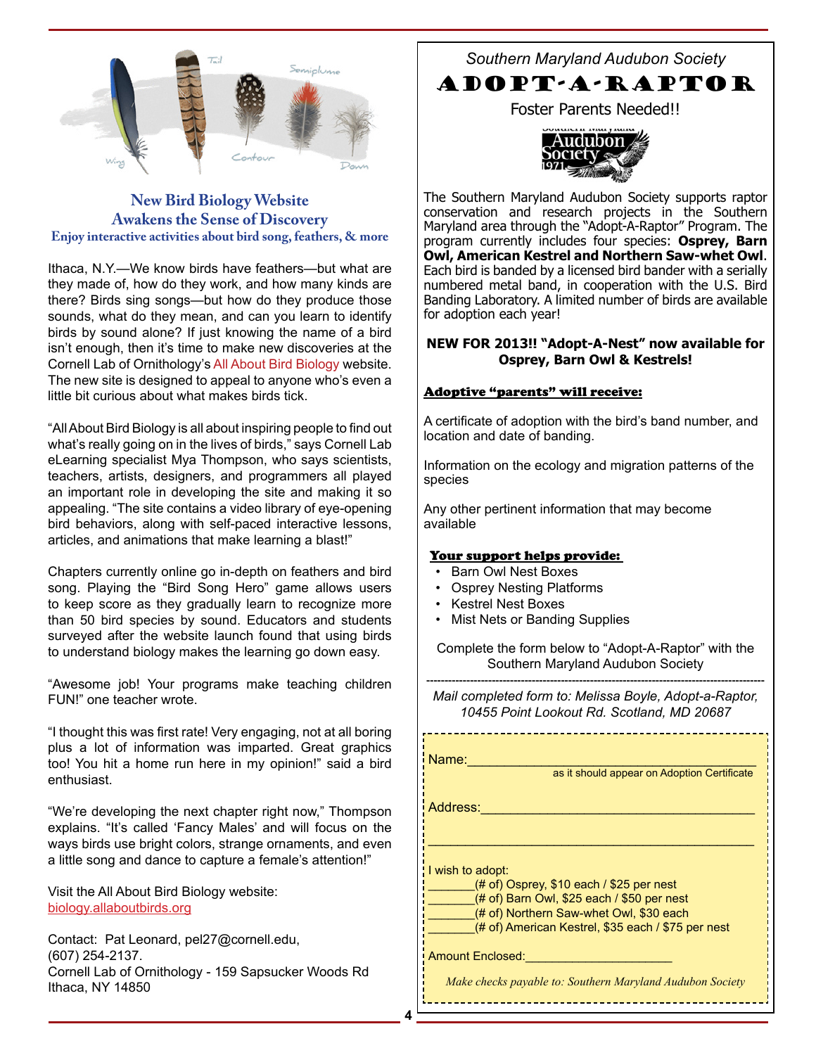## New Bird Biology Website Awakens the Sense of Discovery

**Enjoy interactive activities about bird song, feathers, & more**

Ithaca, N.Y.—We know birds have feathers—but what are they made of, how do they work, and how many kinds are there? Birds sing songs—but how do they produce those sounds, what do they mean, and can you learn to identify birds by sound alone? If just knowing the name of a bird isn't enough, then it's time to make new discoveries at the Cornell Lab of Ornithology's All About Bird Biology website. The new site is designed to appeal to anyone who's even a little bit curious about what makes birds tick.

"All About Bird Biology is all about inspiring people to find out what's really going on in the lives of birds," says Cornell Lab eLearning specialist Mya Thompson, who says scientists, teachers, artists, designers, and programmers all played an important role in developing the site and making it so appealing. "The site contains a video library of eye-opening bird behaviors, along with self-paced interactive lessons, articles, and animations that make learning a blast!"

Chapters currently online go in-depth on feathers and bird song. Playing the "Bird Song Hero" game allows users to keep score as they gradually learn to recognize more than 50 bird species by sound. Educators and students surveyed after the website launch found that using birds to understand biology makes the learning go down easy.

"Awesome job! Your programs make teaching children FUN!" one teacher wrote.

"I thought this was first rate! Very engaging, not at all boring plus a lot of information was imparted. Great graphics too! You hit a home run here in my opinion!" said a bird enthusiast.

"We're developing the next chapter right now," Thompson explains. "It's called 'Fancy Males' and will focus on the ways birds use bright colors, strange ornaments, and even a little song and dance to capture a female's attention!"

Visit the All About Bird Biology website: biology.allaboutbirds.org

Contact: Pat Leonard, pel27@cornell.edu, (607) 254-2137.
Cornell Lab of Ornithology - 159 Sapsucker Woods Rd
Ithaca, NY 14850

---

*Southern Maryland Audubon Society*

# ADOPT-A-RAPTOR

Foster Parents Needed!!

The Southern Maryland Audubon Society supports raptor conservation and research projects in the Southern Maryland area through the "Adopt-A-Raptor" Program. The program currently includes four species: **Osprey, Barn Owl, American Kestrel and Northern Saw-whet Owl**. Each bird is banded by a licensed bird bander with a serially numbered metal band, in cooperation with the U.S. Bird Banding Laboratory. A limited number of birds are available for adoption each year!

**NEW FOR 2013!! "Adopt-A-Nest" now available for Osprey, Barn Owl & Kestrels!**

**Adoptive "parents" will receive:**

A certificate of adoption with the bird's band number, and location and date of banding.

Information on the ecology and migration patterns of the species

Any other pertinent information that may become available

**Your support helps provide:**

- Barn Owl Nest Boxes
- Osprey Nesting Platforms
- Kestrel Nest Boxes
- Mist Nets or Banding Supplies

Complete the form below to "Adopt-A-Raptor" with the Southern Maryland Audubon Society

*Mail completed form to: Melissa Boyle, Adopt-a-Raptor, 10455 Point Lookout Rd. Scotland, MD 20687*

Name:_________________________________________
as it should appear on Adoption Certificate

Address:_______________________________________

_______________________________________________

I wish to adopt:
_______(# of) Osprey, $10 each / $25 per nest
_______(# of) Barn Owl, $25 each / $50 per nest
_______(# of) Northern Saw-whet Owl, $30 each
_______(# of) American Kestrel, $35 each / $75 per nest

Amount Enclosed:_____________________

*Make checks payable to: Southern Maryland Audubon Society*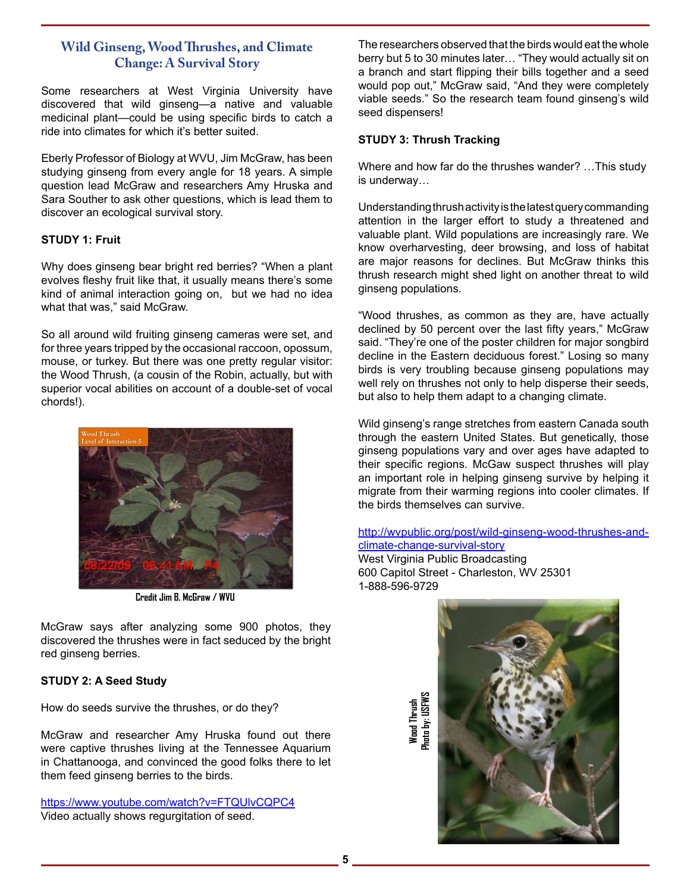## Wild Ginseng, Wood Thrushes, and Climate Change: A Survival Story

Some researchers at West Virginia University have discovered that wild ginseng—a native and valuable medicinal plant—could be using specific birds to catch a ride into climates for which it's better suited.

Eberly Professor of Biology at WVU, Jim McGraw, has been studying ginseng from every angle for 18 years. A simple question lead McGraw and researchers Amy Hruska and Sara Souther to ask other questions, which is lead them to discover an ecological survival story.

**STUDY 1: Fruit**

Why does ginseng bear bright red berries? "When a plant evolves fleshy fruit like that, it usually means there's some kind of animal interaction going on, but we had no idea what that was," said McGraw.

So all around wild fruiting ginseng cameras were set, and for three years tripped by the occasional raccoon, opossum, mouse, or turkey. But there was one pretty regular visitor: the Wood Thrush, (a cousin of the Robin, actually, but with superior vocal abilities on account of a double-set of vocal chords!).

Credit Jim B. McGraw / WVU

McGraw says after analyzing some 900 photos, they discovered the thrushes were in fact seduced by the bright red ginseng berries.

**STUDY 2: A Seed Study**

How do seeds survive the thrushes, or do they?

McGraw and researcher Amy Hruska found out there were captive thrushes living at the Tennessee Aquarium in Chattanooga, and convinced the good folks there to let them feed ginseng berries to the birds.

https://www.youtube.com/watch?v=FTQUlvCQPC4
Video actually shows regurgitation of seed.

The researchers observed that the birds would eat the whole berry but 5 to 30 minutes later… "They would actually sit on a branch and start flipping their bills together and a seed would pop out," McGraw said, "And they were completely viable seeds." So the research team found ginseng's wild seed dispensers!

**STUDY 3: Thrush Tracking**

Where and how far do the thrushes wander? …This study is underway…

Understanding thrush activity is the latest query commanding attention in the larger effort to study a threatened and valuable plant. Wild populations are increasingly rare. We know overharvesting, deer browsing, and loss of habitat are major reasons for declines. But McGraw thinks this thrush research might shed light on another threat to wild ginseng populations.

"Wood thrushes, as common as they are, have actually declined by 50 percent over the last fifty years," McGraw said. "They're one of the poster children for major songbird decline in the Eastern deciduous forest." Losing so many birds is very troubling because ginseng populations may well rely on thrushes not only to help disperse their seeds, but also to help them adapt to a changing climate.

Wild ginseng's range stretches from eastern Canada south through the eastern United States. But genetically, those ginseng populations vary and over ages have adapted to their specific regions. McGaw suspect thrushes will play an important role in helping ginseng survive by helping it migrate from their warming regions into cooler climates. If the birds themselves can survive.

http://wvpublic.org/post/wild-ginseng-wood-thrushes-and-climate-change-survival-story
West Virginia Public Broadcasting
600 Capitol Street - Charleston, WV 25301
1-888-596-9729

Wood Thrush
Photo by: USFWS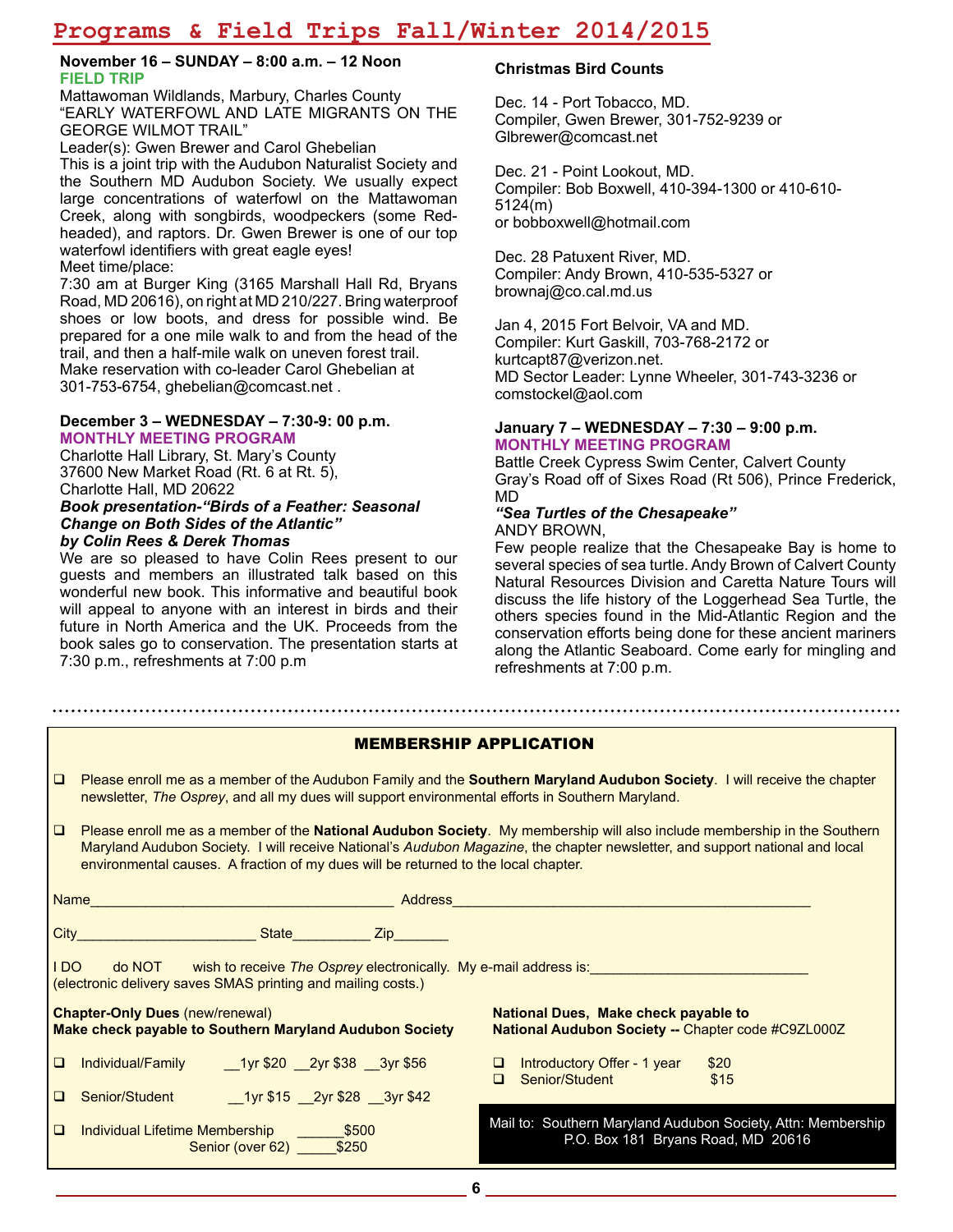# Programs & Field Trips Fall/Winter 2014/2015

**November 16 – SUNDAY – 8:00 a.m. – 12 Noon**
**FIELD TRIP**
Mattawoman Wildlands, Marbury, Charles County
"EARLY WATERFOWL AND LATE MIGRANTS ON THE GEORGE WILMOT TRAIL"
Leader(s): Gwen Brewer and Carol Ghebelian
This is a joint trip with the Audubon Naturalist Society and the Southern MD Audubon Society. We usually expect large concentrations of waterfowl on the Mattawoman Creek, along with songbirds, woodpeckers (some Red-headed), and raptors. Dr. Gwen Brewer is one of our top waterfowl identifiers with great eagle eyes!
Meet time/place:
7:30 am at Burger King (3165 Marshall Hall Rd, Bryans Road, MD 20616), on right at MD 210/227. Bring waterproof shoes or low boots, and dress for possible wind. Be prepared for a one mile walk to and from the head of the trail, and then a half-mile walk on uneven forest trail.
Make reservation with co-leader Carol Ghebelian at 301-753-6754, ghebelian@comcast.net .

**December 3 – WEDNESDAY – 7:30-9: 00 p.m.**
**MONTHLY MEETING PROGRAM**
Charlotte Hall Library, St. Mary's County
37600 New Market Road (Rt. 6 at Rt. 5),
Charlotte Hall, MD 20622
***Book presentation-"Birds of a Feather: Seasonal Change on Both Sides of the Atlantic" by Colin Rees & Derek Thomas***
We are so pleased to have Colin Rees present to our guests and members an illustrated talk based on this wonderful new book. This informative and beautiful book will appeal to anyone with an interest in birds and their future in North America and the UK. Proceeds from the book sales go to conservation. The presentation starts at 7:30 p.m., refreshments at 7:00 p.m

**Christmas Bird Counts**

Dec. 14 - Port Tobacco, MD.
Compiler, Gwen Brewer, 301-752-9239 or Glbrewer@comcast.net

Dec. 21 - Point Lookout, MD.
Compiler: Bob Boxwell, 410-394-1300 or 410-610-5124(m)
or bobboxwell@hotmail.com

Dec. 28 Patuxent River, MD.
Compiler: Andy Brown, 410-535-5327 or brownaj@co.cal.md.us

Jan 4, 2015 Fort Belvoir, VA and MD.
Compiler: Kurt Gaskill, 703-768-2172 or kurtcapt87@verizon.net.
MD Sector Leader: Lynne Wheeler, 301-743-3236 or comstockel@aol.com

**January 7 – WEDNESDAY – 7:30 – 9:00 p.m.**
**MONTHLY MEETING PROGRAM**
Battle Creek Cypress Swim Center, Calvert County
Gray's Road off of Sixes Road (Rt 506), Prince Frederick, MD
***"Sea Turtles of the Chesapeake"***
ANDY BROWN,
Few people realize that the Chesapeake Bay is home to several species of sea turtle. Andy Brown of Calvert County Natural Resources Division and Caretta Nature Tours will discuss the life history of the Loggerhead Sea Turtle, the others species found in the Mid-Atlantic Region and the conservation efforts being done for these ancient mariners along the Atlantic Seaboard. Come early for mingling and refreshments at 7:00 p.m.

## MEMBERSHIP APPLICATION

- ❑ Please enroll me as a member of the Audubon Family and the **Southern Maryland Audubon Society**. I will receive the chapter newsletter, *The Osprey*, and all my dues will support environmental efforts in Southern Maryland.
- ❑ Please enroll me as a member of the **National Audubon Society**. My membership will also include membership in the Southern Maryland Audubon Society. I will receive National's *Audubon Magazine*, the chapter newsletter, and support national and local environmental causes. A fraction of my dues will be returned to the local chapter.

Name_______________________________________ Address_______________________________________________

City______________________ State__________ Zip_______

I DO do NOT wish to receive *The Osprey* electronically. My e-mail address is:___________________________
(electronic delivery saves SMAS printing and mailing costs.)

**Chapter-Only Dues** (new/renewal)
**Make check payable to Southern Maryland Audubon Society**

- ❑ Individual/Family __1yr $20 __2yr $38 __3yr $56
- ❑ Senior/Student __1yr $15 __2yr $28 __3yr $42
- ❑ Individual Lifetime Membership ______$500
  Senior (over 62) _____$250

**National Dues, Make check payable to**
**National Audubon Society --** Chapter code #C9ZL000Z

- ❑ Introductory Offer - 1 year $20
- ❑ Senior/Student $15

Mail to: Southern Maryland Audubon Society, Attn: Membership
P.O. Box 181 Bryans Road, MD 20616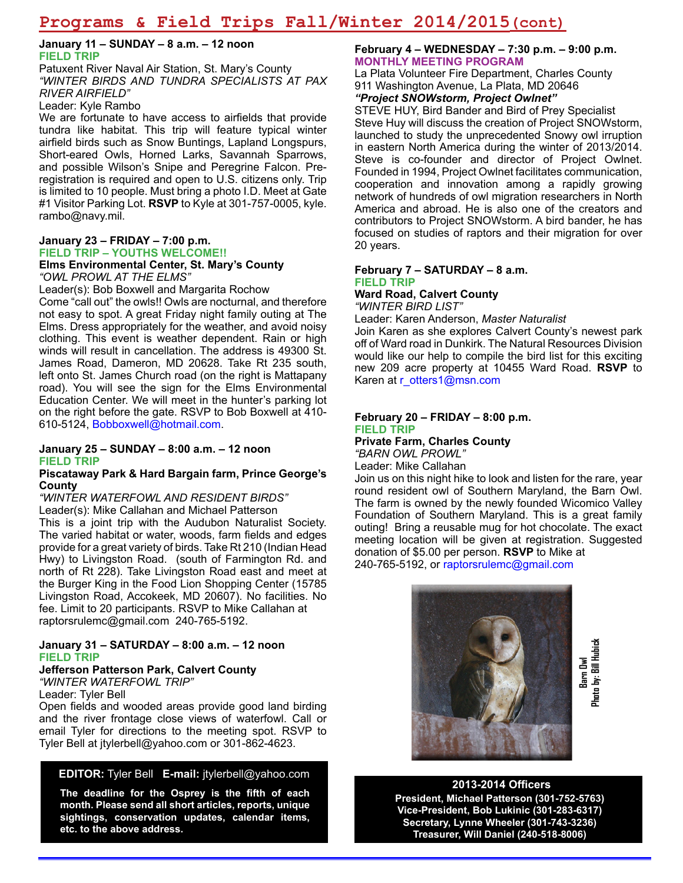# Programs & Field Trips Fall/Winter 2014/2015 (cont)

**January 11 – SUNDAY – 8 a.m. – 12 noon**
**FIELD TRIP**
Patuxent River Naval Air Station, St. Mary's County
*"WINTER BIRDS AND TUNDRA SPECIALISTS AT PAX RIVER AIRFIELD"*
Leader: Kyle Rambo
We are fortunate to have access to airfields that provide tundra like habitat. This trip will feature typical winter airfield birds such as Snow Buntings, Lapland Longspurs, Short-eared Owls, Horned Larks, Savannah Sparrows, and possible Wilson's Snipe and Peregrine Falcon. Pre-registration is required and open to U.S. citizens only. Trip is limited to 10 people. Must bring a photo I.D. Meet at Gate #1 Visitor Parking Lot. **RSVP** to Kyle at 301-757-0005, kyle.rambo@navy.mil.

**January 23 – FRIDAY – 7:00 p.m.**
**FIELD TRIP – YOUTHS WELCOME!!**
**Elms Environmental Center, St. Mary's County**
*"OWL PROWL AT THE ELMS"*
Leader(s): Bob Boxwell and Margarita Rochow
Come "call out" the owls!! Owls are nocturnal, and therefore not easy to spot. A great Friday night family outing at The Elms. Dress appropriately for the weather, and avoid noisy clothing. This event is weather dependent. Rain or high winds will result in cancellation. The address is 49300 St. James Road, Dameron, MD 20628. Take Rt 235 south, left onto St. James Church road (on the right is Mattapany road). You will see the sign for the Elms Environmental Education Center. We will meet in the hunter's parking lot on the right before the gate. RSVP to Bob Boxwell at 410-610-5124, Bobboxwell@hotmail.com.

**January 25 – SUNDAY – 8:00 a.m. – 12 noon**
**FIELD TRIP**
**Piscataway Park & Hard Bargain farm, Prince George's County**
*"WINTER WATERFOWL AND RESIDENT BIRDS"*
Leader(s): Mike Callahan and Michael Patterson
This is a joint trip with the Audubon Naturalist Society. The varied habitat or water, woods, farm fields and edges provide for a great variety of birds. Take Rt 210 (Indian Head Hwy) to Livingston Road. (south of Farmington Rd. and north of Rt 228). Take Livingston Road east and meet at the Burger King in the Food Lion Shopping Center (15785 Livingston Road, Accokeek, MD 20607). No facilities. No fee. Limit to 20 participants. RSVP to Mike Callahan at raptorsrulemc@gmail.com 240-765-5192.

**January 31 – SATURDAY – 8:00 a.m. – 12 noon**
**FIELD TRIP**
**Jefferson Patterson Park, Calvert County**
*"WINTER WATERFOWL TRIP"*
Leader: Tyler Bell
Open fields and wooded areas provide good land birding and the river frontage close views of waterfowl. Call or email Tyler for directions to the meeting spot. RSVP to Tyler Bell at jtylerbell@yahoo.com or 301-862-4623.

**EDITOR:** Tyler Bell **E-mail:** jtylerbell@yahoo.com

**The deadline for the Osprey is the fifth of each month. Please send all short articles, reports, unique sightings, conservation updates, calendar items, etc. to the above address.**

**February 4 – WEDNESDAY – 7:30 p.m. – 9:00 p.m.**
**MONTHLY MEETING PROGRAM**
La Plata Volunteer Fire Department, Charles County
911 Washington Avenue, La Plata, MD 20646
***"Project SNOWstorm, Project Owlnet"***
STEVE HUY, Bird Bander and Bird of Prey Specialist
Steve Huy will discuss the creation of Project SNOWstorm, launched to study the unprecedented Snowy owl irruption in eastern North America during the winter of 2013/2014. Steve is co-founder and director of Project Owlnet. Founded in 1994, Project Owlnet facilitates communication, cooperation and innovation among a rapidly growing network of hundreds of owl migration researchers in North America and abroad. He is also one of the creators and contributors to Project SNOWstorm. A bird bander, he has focused on studies of raptors and their migration for over 20 years.

**February 7 – SATURDAY – 8 a.m.**
**FIELD TRIP**
**Ward Road, Calvert County**
*"WINTER BIRD LIST"*
Leader: Karen Anderson, *Master Naturalist*
Join Karen as she explores Calvert County's newest park off of Ward road in Dunkirk. The Natural Resources Division would like our help to compile the bird list for this exciting new 209 acre property at 10455 Ward Road. **RSVP** to Karen at r_otters1@msn.com

**February 20 – FRIDAY – 8:00 p.m.**
**FIELD TRIP**
**Private Farm, Charles County**
*"BARN OWL PROWL"*
Leader: Mike Callahan
Join us on this night hike to look and listen for the rare, year round resident owl of Southern Maryland, the Barn Owl. The farm is owned by the newly founded Wicomico Valley Foundation of Southern Maryland. This is a great family outing! Bring a reusable mug for hot chocolate. The exact meeting location will be given at registration. Suggested donation of $5.00 per person. **RSVP** to Mike at 240-765-5192, or raptorsrulemc@gmail.com

Barn Owl
Photo by: Bill Hubick

**2013-2014 Officers**
**President, Michael Patterson (301-752-5763)**
**Vice-President, Bob Lukinic (301-283-6317)**
**Secretary, Lynne Wheeler (301-743-3236)**
**Treasurer, Will Daniel (240-518-8006)**